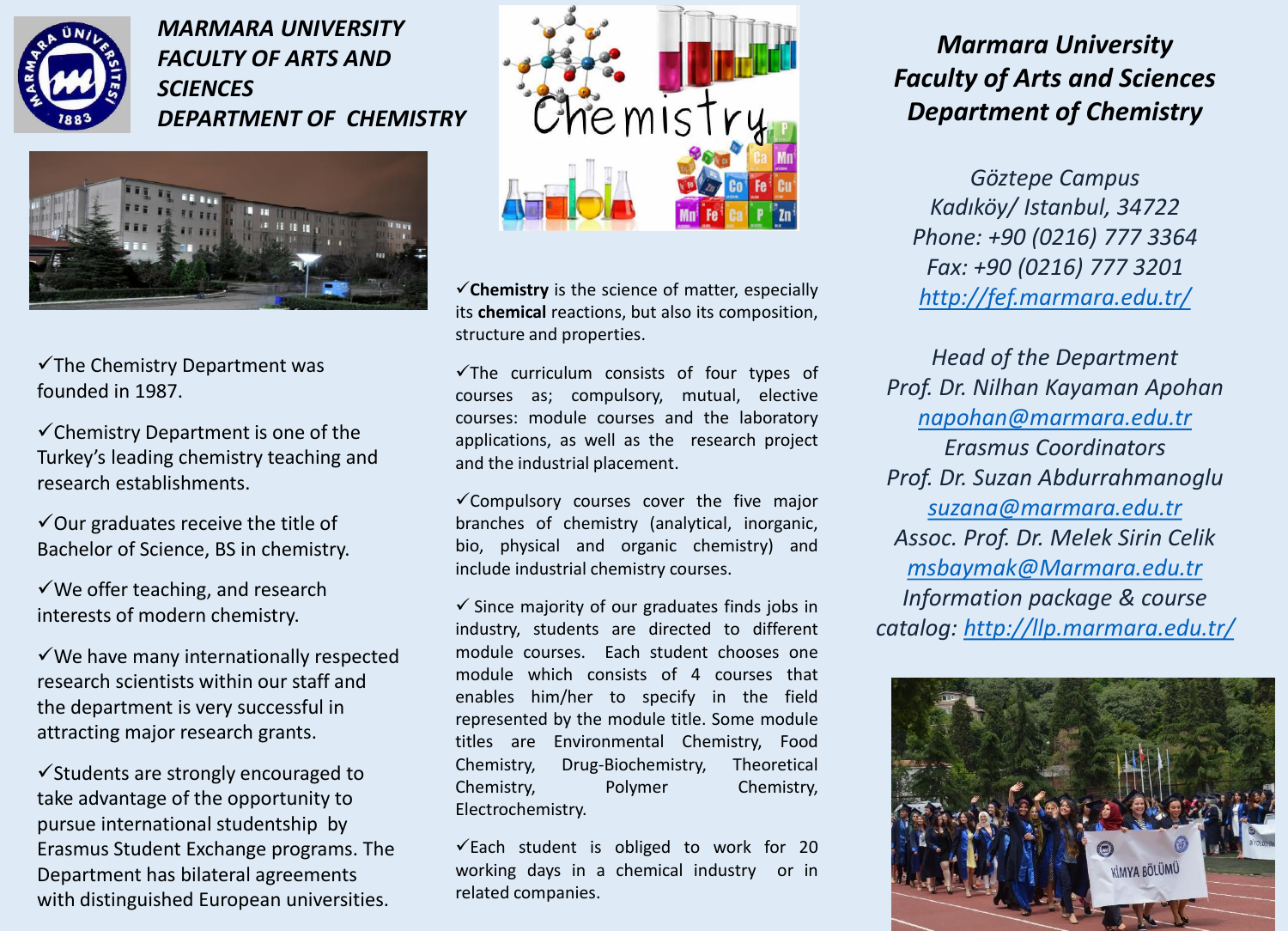# MARMARA UNIVERSITY FACULTY OF ARTS AND SCIENCES DEPARTMENT OF CHEMISTRY

✓The Chemistry Department was founded in 1987.

✓Chemistry Department is one of the Turkey's leading chemistry teaching and research establishments.

✓Our graduates receive the title of Bachelor of Science, BS in chemistry.

✓We offer teaching, and research interests of modern chemistry.

✓We have many internationally respected research scientists within our staff and the department is very successful in attracting major research grants.

✓Students are strongly encouraged to take advantage of the opportunity to pursue international studentship by Erasmus Student Exchange programs. The Department has bilateral agreements with distinguished European universities.

✓**Chemistry** is the science of matter, especially its **chemical** reactions, but also its composition, structure and properties.

✓The curriculum consists of four types of courses as; compulsory, mutual, elective courses: module courses and the laboratory applications, as well as the research project and the industrial placement.

✓Compulsory courses cover the five major branches of chemistry (analytical, inorganic, bio, physical and organic chemistry) and include industrial chemistry courses.

✓ Since majority of our graduates finds jobs in industry, students are directed to different module courses. Each student chooses one module which consists of 4 courses that enables him/her to specify in the field represented by the module title. Some module titles are Environmental Chemistry, Food Chemistry, Drug-Biochemistry, Theoretical Chemistry, Polymer Chemistry, Electrochemistry.

✓Each student is obliged to work for 20 working days in a chemical industry or in related companies.

## *Marmara University Faculty of Arts and Sciences Department of Chemistry*

*Göztepe Campus*
*Kadıköy/ Istanbul, 34722*
*Phone: +90 (0216) 777 3364*
*Fax: +90 (0216) 777 3201*
*http://fef.marmara.edu.tr/*

*Head of the Department*
*Prof. Dr. Nilhan Kayaman Apohan*
*napohan@marmara.edu.tr*

*Erasmus Coordinators*
*Prof. Dr. Suzan Abdurrahmanoglu*
*suzana@marmara.edu.tr*
*Assoc. Prof. Dr. Melek Sirin Celik*
*msbaymak@Marmara.edu.tr*

*Information package & course catalog: http://llp.marmara.edu.tr/*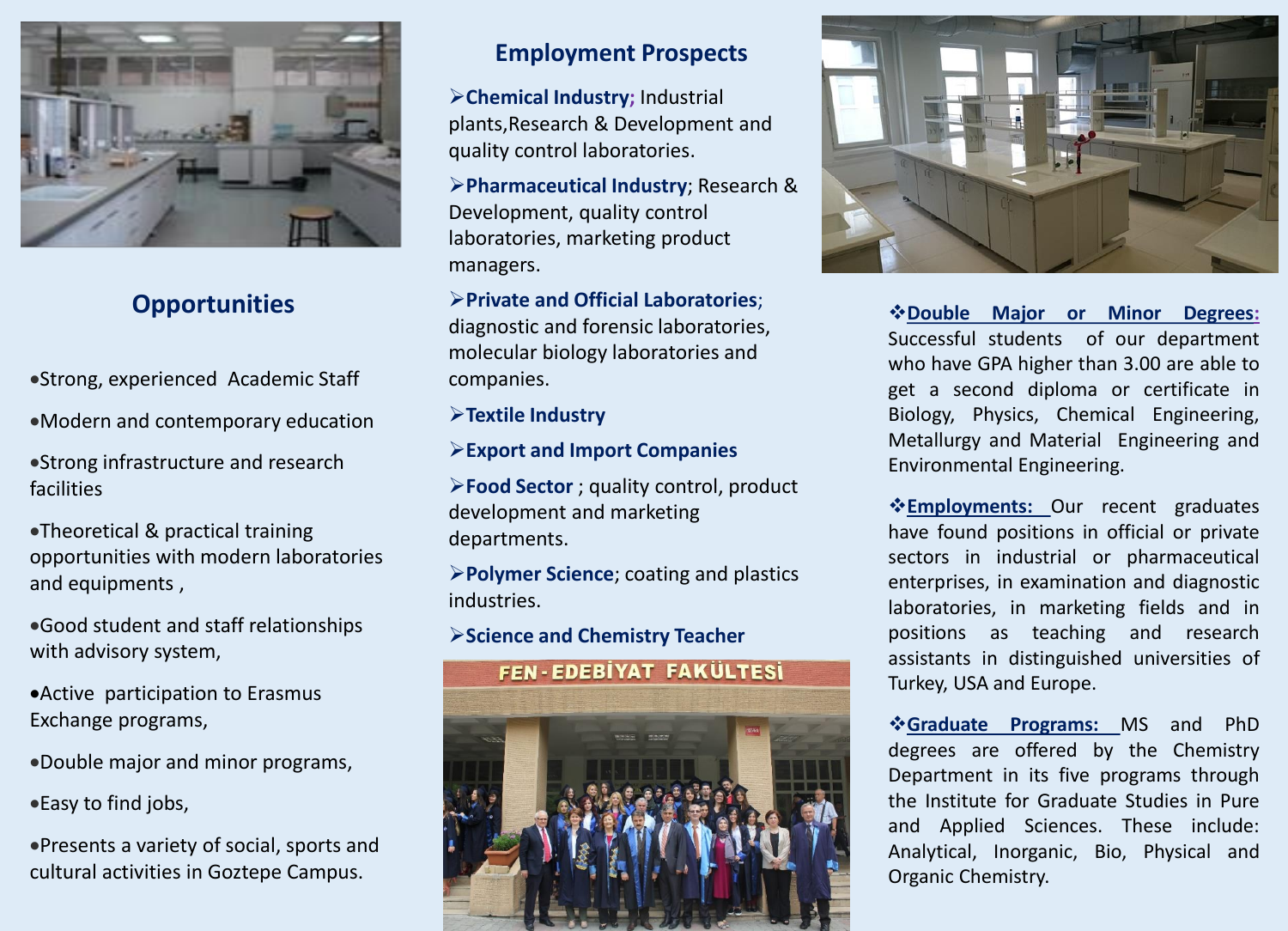## Opportunities

- Strong, experienced Academic Staff
- Modern and contemporary education
- Strong infrastructure and research facilities
- Theoretical & practical training opportunities with modern laboratories and equipments ,
- Good student and staff relationships with advisory system,
- Active participation to Erasmus Exchange programs,
- Double major and minor programs,
- Easy to find jobs,
- Presents a variety of social, sports and cultural activities in Goztepe Campus.

## Employment Prospects

- **Chemical Industry;** Industrial plants,Research & Development and quality control laboratories.
- **Pharmaceutical Industry**; Research & Development, quality control laboratories, marketing product managers.
- **Private and Official Laboratories**; diagnostic and forensic laboratories, molecular biology laboratories and companies.
- **Textile Industry**
- **Export and Import Companies**
- **Food Sector** ; quality control, product development and marketing departments.
- **Polymer Science**; coating and plastics industries.
- **Science and Chemistry Teacher**

FEN - EDEBİYAT FAKÜLTESİ

- **Double Major or Minor Degrees:** Successful students of our department who have GPA higher than 3.00 are able to get a second diploma or certificate in Biology, Physics, Chemical Engineering, Metallurgy and Material Engineering and Environmental Engineering.
- **Employments:** Our recent graduates have found positions in official or private sectors in industrial or pharmaceutical enterprises, in examination and diagnostic laboratories, in marketing fields and in positions as teaching and research assistants in distinguished universities of Turkey, USA and Europe.
- **Graduate Programs:** MS and PhD degrees are offered by the Chemistry Department in its five programs through the Institute for Graduate Studies in Pure and Applied Sciences. These include: Analytical, Inorganic, Bio, Physical and Organic Chemistry.